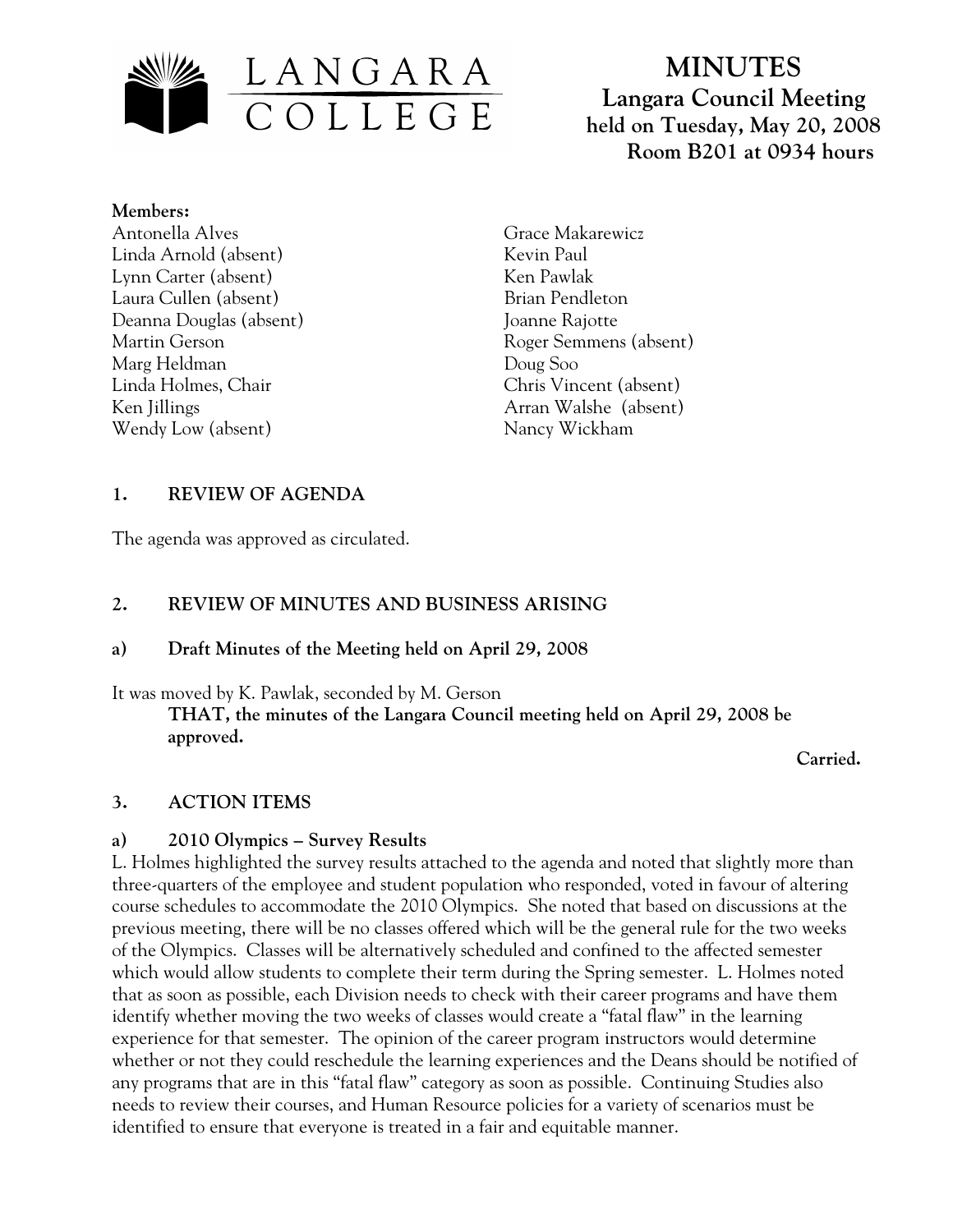# MINUTES

## Langara Council Meeting

**held on Tuesday, May 20, 2008**
**Room B201 at 0934 hours**

**Members:**

Antonella Alves
Linda Arnold (absent)
Lynn Carter (absent)
Laura Cullen (absent)
Deanna Douglas (absent)
Martin Gerson
Marg Heldman
Linda Holmes, Chair
Ken Jillings
Wendy Low (absent)
Grace Makarewicz
Kevin Paul
Ken Pawlak
Brian Pendleton
Joanne Rajotte
Roger Semmens (absent)
Doug Soo
Chris Vincent (absent)
Arran Walshe (absent)
Nancy Wickham

### 1. REVIEW OF AGENDA

The agenda was approved as circulated.

### 2. REVIEW OF MINUTES AND BUSINESS ARISING

#### a) Draft Minutes of the Meeting held on April 29, 2008

It was moved by K. Pawlak, seconded by M. Gerson

> **THAT, the minutes of the Langara Council meeting held on April 29, 2008 be approved.**

**Carried.**

### 3. ACTION ITEMS

#### a) 2010 Olympics – Survey Results

L. Holmes highlighted the survey results attached to the agenda and noted that slightly more than three-quarters of the employee and student population who responded, voted in favour of altering course schedules to accommodate the 2010 Olympics. She noted that based on discussions at the previous meeting, there will be no classes offered which will be the general rule for the two weeks of the Olympics. Classes will be alternatively scheduled and confined to the affected semester which would allow students to complete their term during the Spring semester. L. Holmes noted that as soon as possible, each Division needs to check with their career programs and have them identify whether moving the two weeks of classes would create a "fatal flaw" in the learning experience for that semester. The opinion of the career program instructors would determine whether or not they could reschedule the learning experiences and the Deans should be notified of any programs that are in this "fatal flaw" category as soon as possible. Continuing Studies also needs to review their courses, and Human Resource policies for a variety of scenarios must be identified to ensure that everyone is treated in a fair and equitable manner.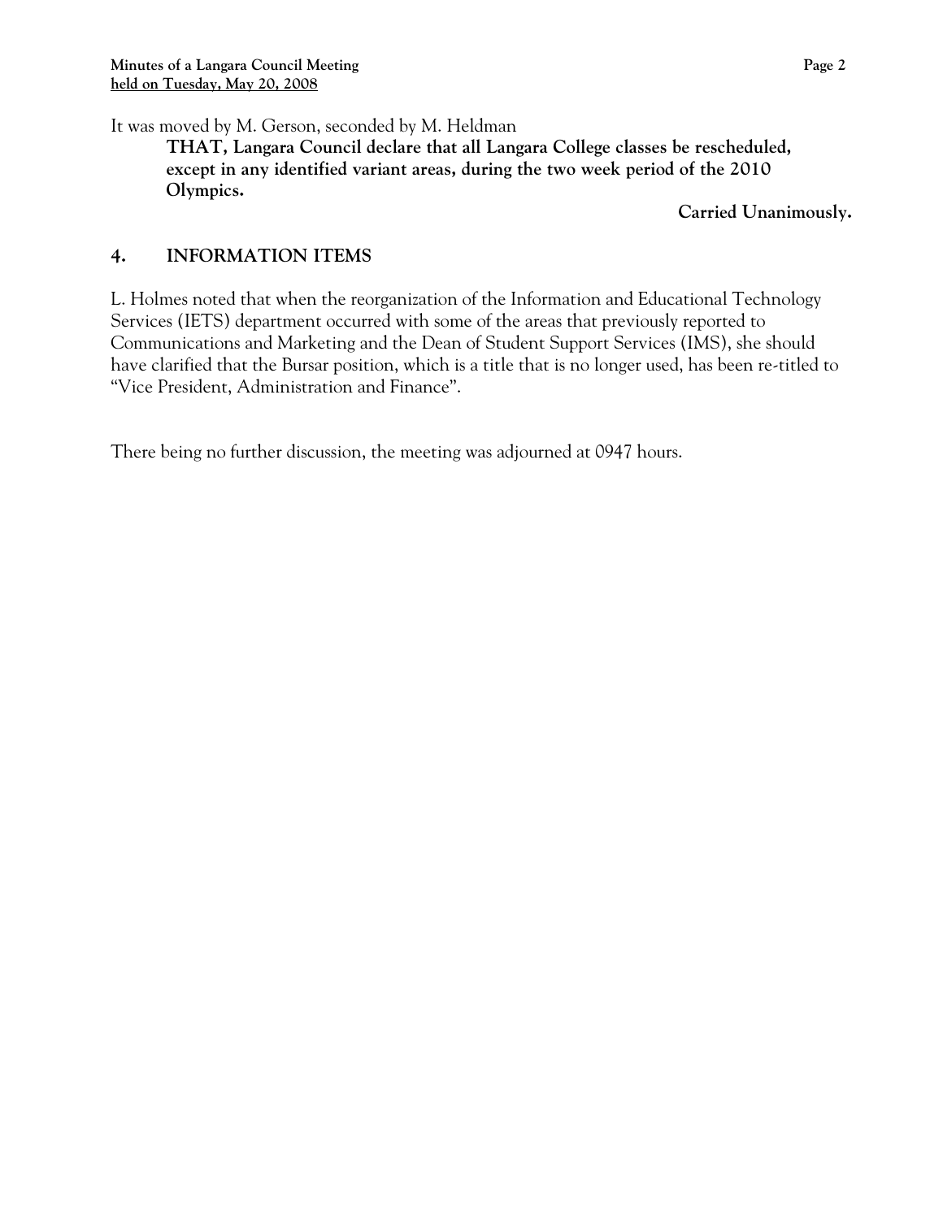It was moved by M. Gerson, seconded by M. Heldman

> **THAT, Langara Council declare that all Langara College classes be rescheduled, except in any identified variant areas, during the two week period of the 2010 Olympics.**

**Carried Unanimously.**

## 4. INFORMATION ITEMS

L. Holmes noted that when the reorganization of the Information and Educational Technology Services (IETS) department occurred with some of the areas that previously reported to Communications and Marketing and the Dean of Student Support Services (IMS), she should have clarified that the Bursar position, which is a title that is no longer used, has been re-titled to "Vice President, Administration and Finance".

There being no further discussion, the meeting was adjourned at 0947 hours.